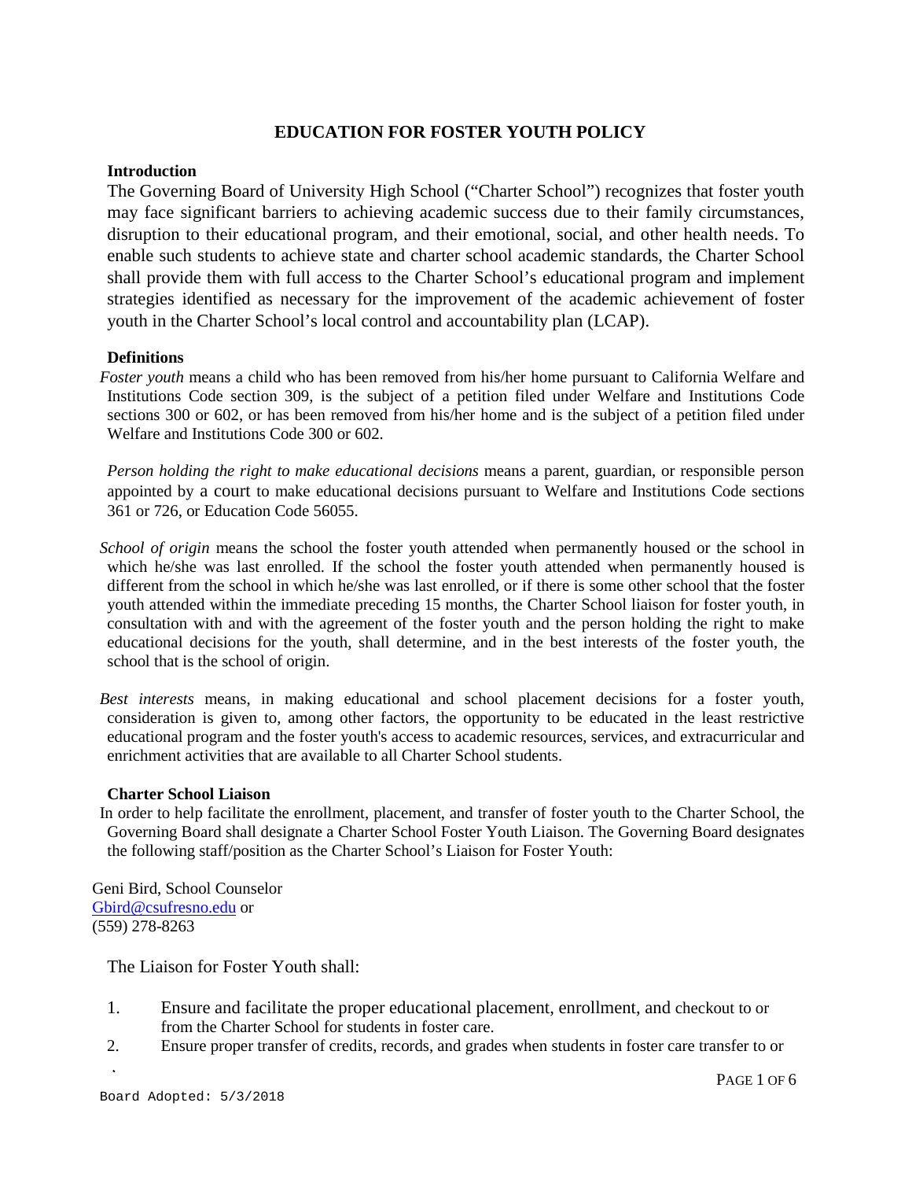# EDUCATION FOR FOSTER YOUTH POLICY

**Introduction**

The Governing Board of University High School ("Charter School") recognizes that foster youth may face significant barriers to achieving academic success due to their family circumstances, disruption to their educational program, and their emotional, social, and other health needs. To enable such students to achieve state and charter school academic standards, the Charter School shall provide them with full access to the Charter School's educational program and implement strategies identified as necessary for the improvement of the academic achievement of foster youth in the Charter School's local control and accountability plan (LCAP).

**Definitions**

*Foster youth* means a child who has been removed from his/her home pursuant to California Welfare and Institutions Code section 309, is the subject of a petition filed under Welfare and Institutions Code sections 300 or 602, or has been removed from his/her home and is the subject of a petition filed under Welfare and Institutions Code 300 or 602.

*Person holding the right to make educational decisions* means a parent, guardian, or responsible person appointed by a court to make educational decisions pursuant to Welfare and Institutions Code sections 361 or 726, or Education Code 56055.

*School of origin* means the school the foster youth attended when permanently housed or the school in which he/she was last enrolled. If the school the foster youth attended when permanently housed is different from the school in which he/she was last enrolled, or if there is some other school that the foster youth attended within the immediate preceding 15 months, the Charter School liaison for foster youth, in consultation with and with the agreement of the foster youth and the person holding the right to make educational decisions for the youth, shall determine, and in the best interests of the foster youth, the school that is the school of origin.

*Best interests* means, in making educational and school placement decisions for a foster youth, consideration is given to, among other factors, the opportunity to be educated in the least restrictive educational program and the foster youth's access to academic resources, services, and extracurricular and enrichment activities that are available to all Charter School students.

**Charter School Liaison**

In order to help facilitate the enrollment, placement, and transfer of foster youth to the Charter School, the Governing Board shall designate a Charter School Foster Youth Liaison. The Governing Board designates the following staff/position as the Charter School's Liaison for Foster Youth:

Geni Bird, School Counselor
Gbird@csufresno.edu or
(559) 278-8263

The Liaison for Foster Youth shall:

1. Ensure and facilitate the proper educational placement, enrollment, and checkout to or from the Charter School for students in foster care.
2. Ensure proper transfer of credits, records, and grades when students in foster care transfer to or

Board Adopted: 5/3/2018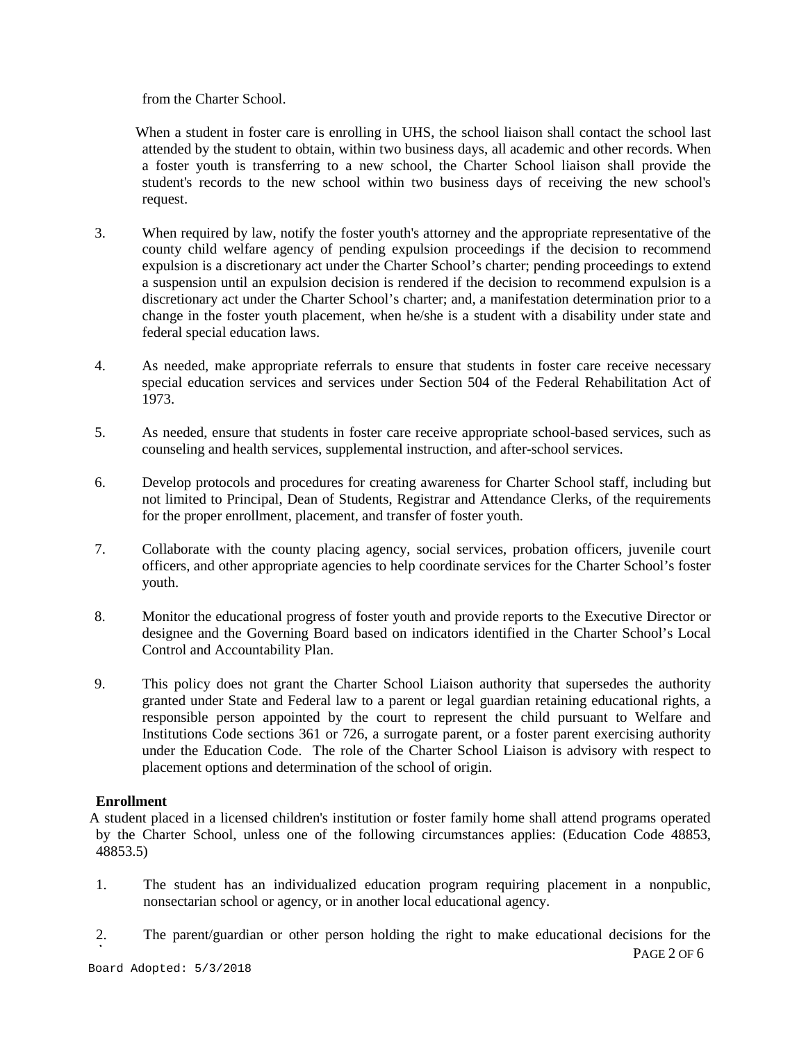from the Charter School.

When a student in foster care is enrolling in UHS, the school liaison shall contact the school last attended by the student to obtain, within two business days, all academic and other records. When a foster youth is transferring to a new school, the Charter School liaison shall provide the student's records to the new school within two business days of receiving the new school's request.

3. When required by law, notify the foster youth's attorney and the appropriate representative of the county child welfare agency of pending expulsion proceedings if the decision to recommend expulsion is a discretionary act under the Charter School's charter; pending proceedings to extend a suspension until an expulsion decision is rendered if the decision to recommend expulsion is a discretionary act under the Charter School's charter; and, a manifestation determination prior to a change in the foster youth placement, when he/she is a student with a disability under state and federal special education laws.

4. As needed, make appropriate referrals to ensure that students in foster care receive necessary special education services and services under Section 504 of the Federal Rehabilitation Act of 1973.

5. As needed, ensure that students in foster care receive appropriate school-based services, such as counseling and health services, supplemental instruction, and after-school services.

6. Develop protocols and procedures for creating awareness for Charter School staff, including but not limited to Principal, Dean of Students, Registrar and Attendance Clerks, of the requirements for the proper enrollment, placement, and transfer of foster youth.

7. Collaborate with the county placing agency, social services, probation officers, juvenile court officers, and other appropriate agencies to help coordinate services for the Charter School's foster youth.

8. Monitor the educational progress of foster youth and provide reports to the Executive Director or designee and the Governing Board based on indicators identified in the Charter School's Local Control and Accountability Plan.

9. This policy does not grant the Charter School Liaison authority that supersedes the authority granted under State and Federal law to a parent or legal guardian retaining educational rights, a responsible person appointed by the court to represent the child pursuant to Welfare and Institutions Code sections 361 or 726, a surrogate parent, or a foster parent exercising authority under the Education Code. The role of the Charter School Liaison is advisory with respect to placement options and determination of the school of origin.

**Enrollment**

A student placed in a licensed children's institution or foster family home shall attend programs operated by the Charter School, unless one of the following circumstances applies: (Education Code 48853, 48853.5)

1. The student has an individualized education program requiring placement in a nonpublic, nonsectarian school or agency, or in another local educational agency.

2. The parent/guardian or other person holding the right to make educational decisions for the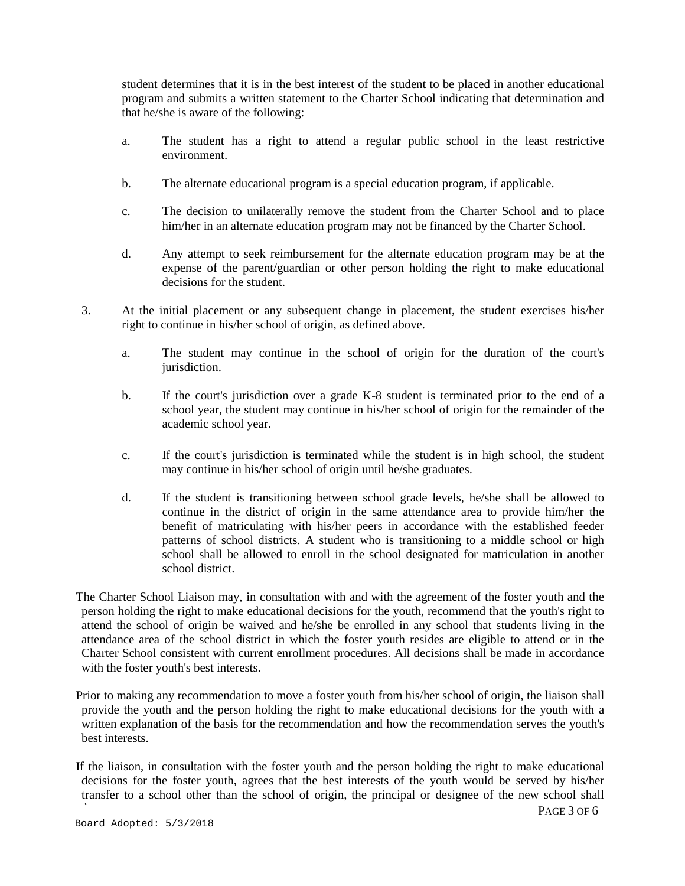student determines that it is in the best interest of the student to be placed in another educational program and submits a written statement to the Charter School indicating that determination and that he/she is aware of the following:

a. The student has a right to attend a regular public school in the least restrictive environment.

b. The alternate educational program is a special education program, if applicable.

c. The decision to unilaterally remove the student from the Charter School and to place him/her in an alternate education program may not be financed by the Charter School.

d. Any attempt to seek reimbursement for the alternate education program may be at the expense of the parent/guardian or other person holding the right to make educational decisions for the student.

3. At the initial placement or any subsequent change in placement, the student exercises his/her right to continue in his/her school of origin, as defined above.

a. The student may continue in the school of origin for the duration of the court's jurisdiction.

b. If the court's jurisdiction over a grade K-8 student is terminated prior to the end of a school year, the student may continue in his/her school of origin for the remainder of the academic school year.

c. If the court's jurisdiction is terminated while the student is in high school, the student may continue in his/her school of origin until he/she graduates.

d. If the student is transitioning between school grade levels, he/she shall be allowed to continue in the district of origin in the same attendance area to provide him/her the benefit of matriculating with his/her peers in accordance with the established feeder patterns of school districts. A student who is transitioning to a middle school or high school shall be allowed to enroll in the school designated for matriculation in another school district.

The Charter School Liaison may, in consultation with and with the agreement of the foster youth and the person holding the right to make educational decisions for the youth, recommend that the youth's right to attend the school of origin be waived and he/she be enrolled in any school that students living in the attendance area of the school district in which the foster youth resides are eligible to attend or in the Charter School consistent with current enrollment procedures. All decisions shall be made in accordance with the foster youth's best interests.

Prior to making any recommendation to move a foster youth from his/her school of origin, the liaison shall provide the youth and the person holding the right to make educational decisions for the youth with a written explanation of the basis for the recommendation and how the recommendation serves the youth's best interests.

If the liaison, in consultation with the foster youth and the person holding the right to make educational decisions for the foster youth, agrees that the best interests of the youth would be served by his/her transfer to a school other than the school of origin, the principal or designee of the new school shall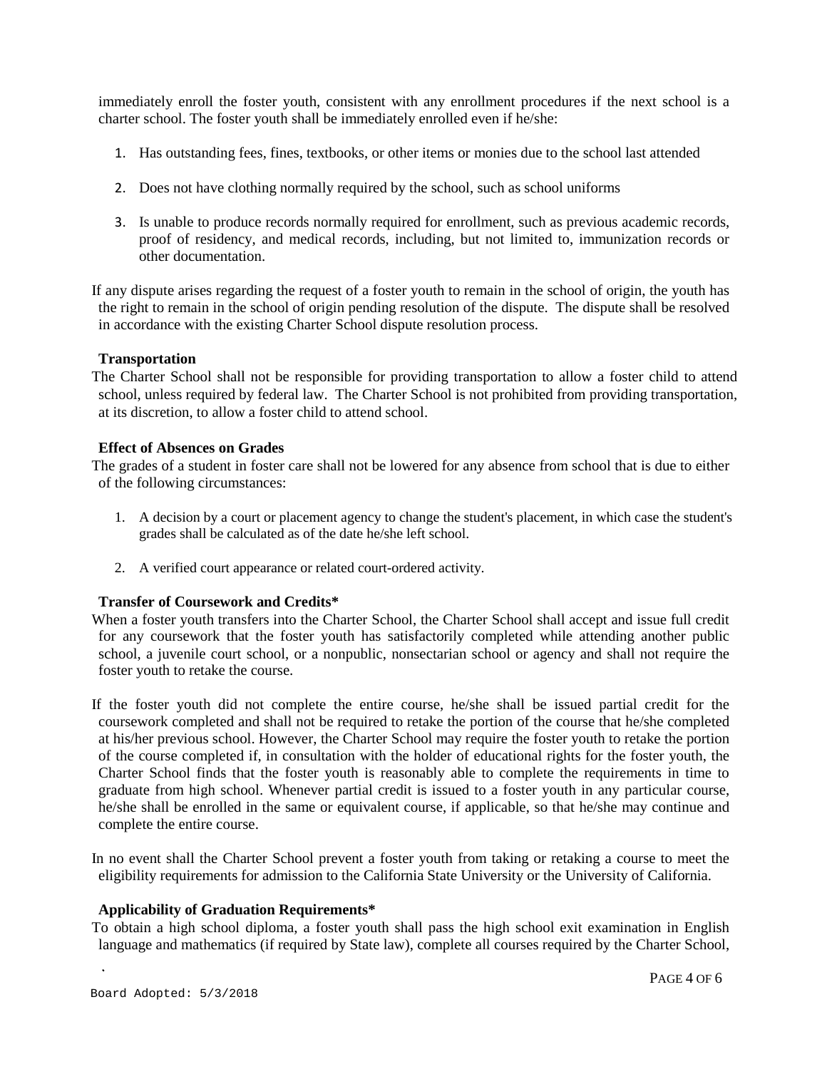immediately enroll the foster youth, consistent with any enrollment procedures if the next school is a charter school. The foster youth shall be immediately enrolled even if he/she:

1. Has outstanding fees, fines, textbooks, or other items or monies due to the school last attended
2. Does not have clothing normally required by the school, such as school uniforms
3. Is unable to produce records normally required for enrollment, such as previous academic records, proof of residency, and medical records, including, but not limited to, immunization records or other documentation.

If any dispute arises regarding the request of a foster youth to remain in the school of origin, the youth has the right to remain in the school of origin pending resolution of the dispute. The dispute shall be resolved in accordance with the existing Charter School dispute resolution process.

**Transportation**

The Charter School shall not be responsible for providing transportation to allow a foster child to attend school, unless required by federal law. The Charter School is not prohibited from providing transportation, at its discretion, to allow a foster child to attend school.

**Effect of Absences on Grades**

The grades of a student in foster care shall not be lowered for any absence from school that is due to either of the following circumstances:

1. A decision by a court or placement agency to change the student's placement, in which case the student's grades shall be calculated as of the date he/she left school.
2. A verified court appearance or related court-ordered activity.

**Transfer of Coursework and Credits***

When a foster youth transfers into the Charter School, the Charter School shall accept and issue full credit for any coursework that the foster youth has satisfactorily completed while attending another public school, a juvenile court school, or a nonpublic, nonsectarian school or agency and shall not require the foster youth to retake the course.

If the foster youth did not complete the entire course, he/she shall be issued partial credit for the coursework completed and shall not be required to retake the portion of the course that he/she completed at his/her previous school. However, the Charter School may require the foster youth to retake the portion of the course completed if, in consultation with the holder of educational rights for the foster youth, the Charter School finds that the foster youth is reasonably able to complete the requirements in time to graduate from high school. Whenever partial credit is issued to a foster youth in any particular course, he/she shall be enrolled in the same or equivalent course, if applicable, so that he/she may continue and complete the entire course.

In no event shall the Charter School prevent a foster youth from taking or retaking a course to meet the eligibility requirements for admission to the California State University or the University of California.

**Applicability of Graduation Requirements***

To obtain a high school diploma, a foster youth shall pass the high school exit examination in English language and mathematics (if required by State law), complete all courses required by the Charter School,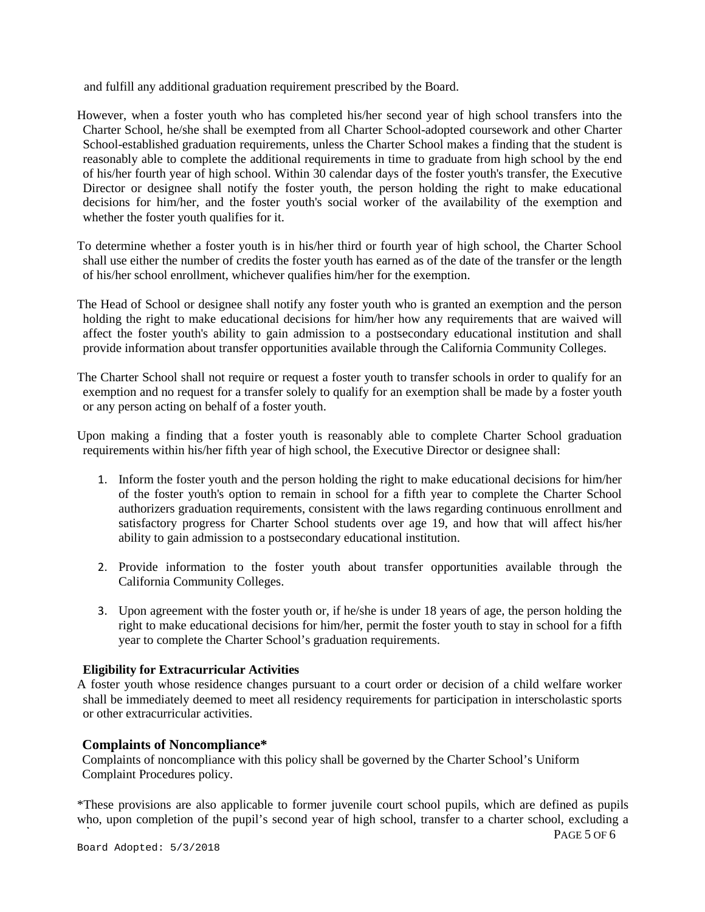and fulfill any additional graduation requirement prescribed by the Board.

However, when a foster youth who has completed his/her second year of high school transfers into the Charter School, he/she shall be exempted from all Charter School-adopted coursework and other Charter School-established graduation requirements, unless the Charter School makes a finding that the student is reasonably able to complete the additional requirements in time to graduate from high school by the end of his/her fourth year of high school. Within 30 calendar days of the foster youth's transfer, the Executive Director or designee shall notify the foster youth, the person holding the right to make educational decisions for him/her, and the foster youth's social worker of the availability of the exemption and whether the foster youth qualifies for it.

To determine whether a foster youth is in his/her third or fourth year of high school, the Charter School shall use either the number of credits the foster youth has earned as of the date of the transfer or the length of his/her school enrollment, whichever qualifies him/her for the exemption.

The Head of School or designee shall notify any foster youth who is granted an exemption and the person holding the right to make educational decisions for him/her how any requirements that are waived will affect the foster youth's ability to gain admission to a postsecondary educational institution and shall provide information about transfer opportunities available through the California Community Colleges.

The Charter School shall not require or request a foster youth to transfer schools in order to qualify for an exemption and no request for a transfer solely to qualify for an exemption shall be made by a foster youth or any person acting on behalf of a foster youth.

Upon making a finding that a foster youth is reasonably able to complete Charter School graduation requirements within his/her fifth year of high school, the Executive Director or designee shall:

1. Inform the foster youth and the person holding the right to make educational decisions for him/her of the foster youth's option to remain in school for a fifth year to complete the Charter School authorizers graduation requirements, consistent with the laws regarding continuous enrollment and satisfactory progress for Charter School students over age 19, and how that will affect his/her ability to gain admission to a postsecondary educational institution.

2. Provide information to the foster youth about transfer opportunities available through the California Community Colleges.

3. Upon agreement with the foster youth or, if he/she is under 18 years of age, the person holding the right to make educational decisions for him/her, permit the foster youth to stay in school for a fifth year to complete the Charter School's graduation requirements.

**Eligibility for Extracurricular Activities**

A foster youth whose residence changes pursuant to a court order or decision of a child welfare worker shall be immediately deemed to meet all residency requirements for participation in interscholastic sports or other extracurricular activities.

### Complaints of Noncompliance*

Complaints of noncompliance with this policy shall be governed by the Charter School's Uniform Complaint Procedures policy.

*These provisions are also applicable to former juvenile court school pupils, which are defined as pupils who, upon completion of the pupil's second year of high school, transfer to a charter school, excluding a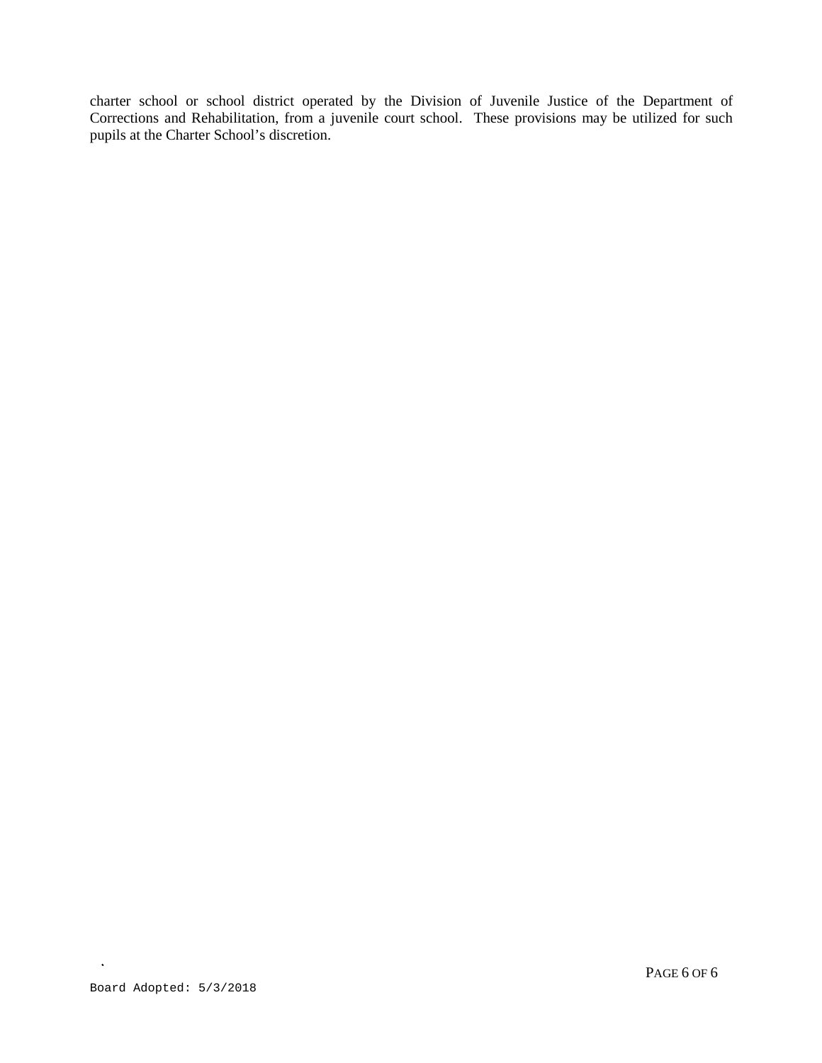charter school or school district operated by the Division of Juvenile Justice of the Department of Corrections and Rehabilitation, from a juvenile court school. These provisions may be utilized for such pupils at the Charter School's discretion.